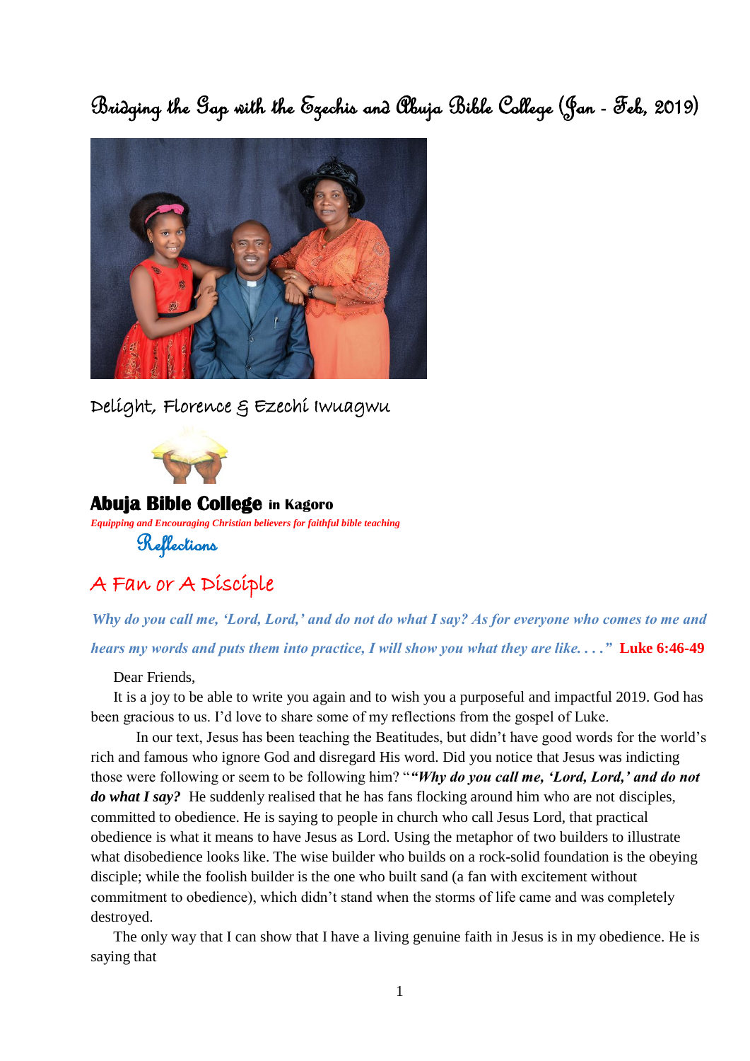# Bridging the Gap with the Ezechis and Abuja Bible College (Jan - Feb, 2019)

Delight, Florence & Ezechi Iwuagwu

**Abuja Bible College in Kagoro**

*Equipping and Encouraging Christian believers for faithful bible teaching*

Reflections

## A Fan or A Disciple

***Why do you call me, 'Lord, Lord,' and do not do what I say? As for everyone who comes to me and hears my words and puts them into practice, I will show you what they are like. . . ."*** **Luke 6:46-49**

Dear Friends,

It is a joy to be able to write you again and to wish you a purposeful and impactful 2019. God has been gracious to us. I'd love to share some of my reflections from the gospel of Luke.

In our text, Jesus has been teaching the Beatitudes, but didn't have good words for the world's rich and famous who ignore God and disregard His word. Did you notice that Jesus was indicting those were following or seem to be following him? "***"Why do you call me, 'Lord, Lord,' and do not do what I say?*** He suddenly realised that he has fans flocking around him who are not disciples, committed to obedience. He is saying to people in church who call Jesus Lord, that practical obedience is what it means to have Jesus as Lord. Using the metaphor of two builders to illustrate what disobedience looks like. The wise builder who builds on a rock-solid foundation is the obeying disciple; while the foolish builder is the one who built sand (a fan with excitement without commitment to obedience), which didn't stand when the storms of life came and was completely destroyed.

The only way that I can show that I have a living genuine faith in Jesus is in my obedience. He is saying that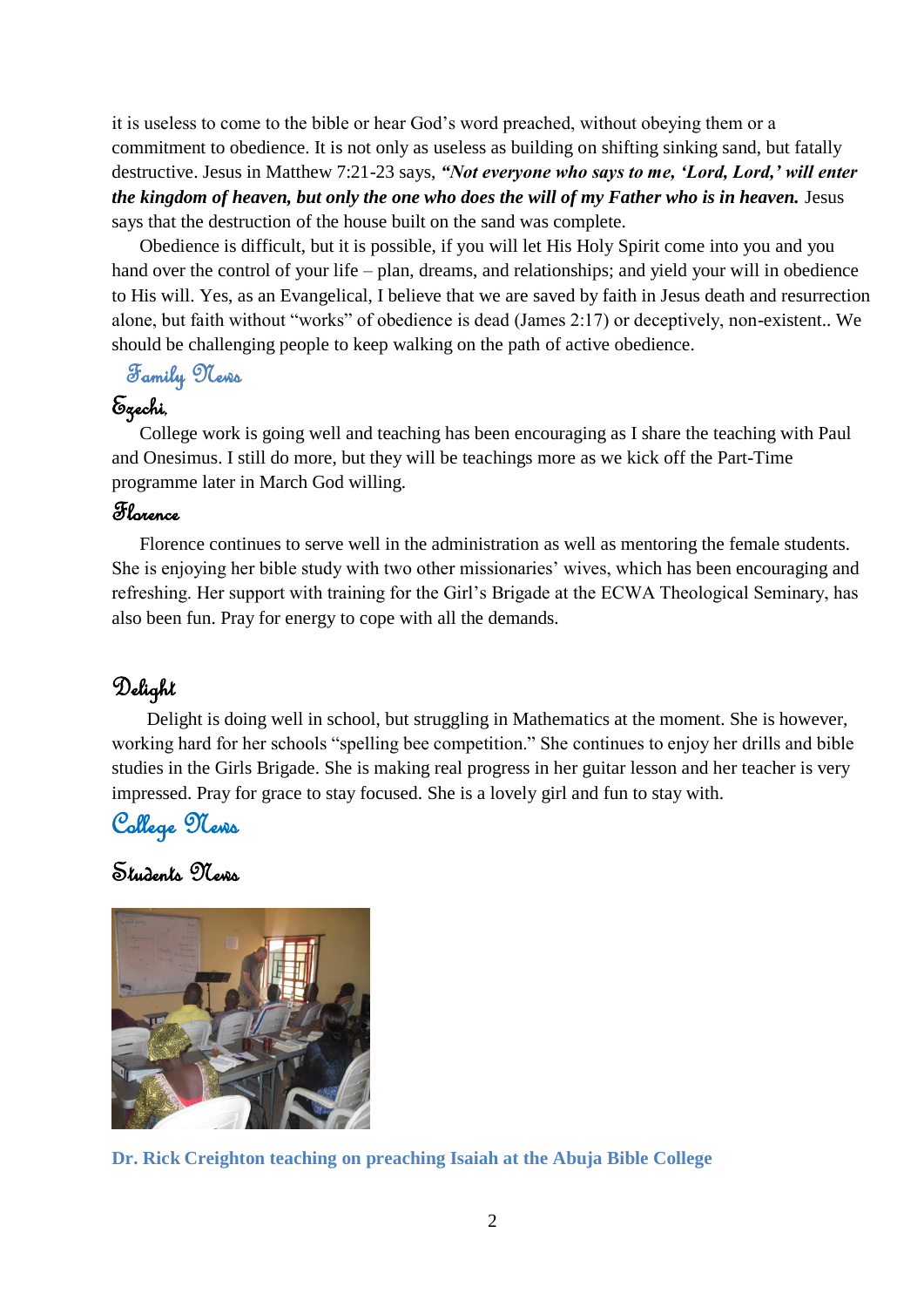it is useless to come to the bible or hear God's word preached, without obeying them or a commitment to obedience. It is not only as useless as building on shifting sinking sand, but fatally destructive. Jesus in Matthew 7:21-23 says, ***"Not everyone who says to me, 'Lord, Lord,' will enter the kingdom of heaven, but only the one who does the will of my Father who is in heaven.*** Jesus says that the destruction of the house built on the sand was complete.

Obedience is difficult, but it is possible, if you will let His Holy Spirit come into you and you hand over the control of your life – plan, dreams, and relationships; and yield your will in obedience to His will. Yes, as an Evangelical, I believe that we are saved by faith in Jesus death and resurrection alone, but faith without "works" of obedience is dead (James 2:17) or deceptively, non-existent.. We should be challenging people to keep walking on the path of active obedience.

## Family News

### Ezechi,

College work is going well and teaching has been encouraging as I share the teaching with Paul and Onesimus. I still do more, but they will be teachings more as we kick off the Part-Time programme later in March God willing.

### Florence

Florence continues to serve well in the administration as well as mentoring the female students. She is enjoying her bible study with two other missionaries' wives, which has been encouraging and refreshing. Her support with training for the Girl's Brigade at the ECWA Theological Seminary, has also been fun. Pray for energy to cope with all the demands.

### Delight

Delight is doing well in school, but struggling in Mathematics at the moment. She is however, working hard for her schools "spelling bee competition." She continues to enjoy her drills and bible studies in the Girls Brigade. She is making real progress in her guitar lesson and her teacher is very impressed. Pray for grace to stay focused. She is a lovely girl and fun to stay with.

## College News

### Students News

**Dr. Rick Creighton teaching on preaching Isaiah at the Abuja Bible College**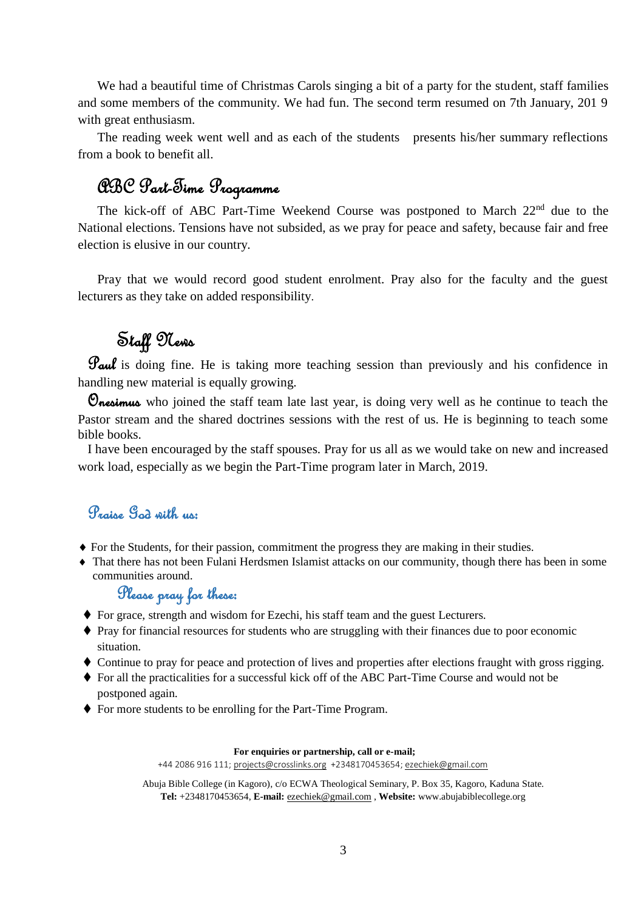We had a beautiful time of Christmas Carols singing a bit of a party for the student, staff families and some members of the community. We had fun. The second term resumed on 7th January, 201 9 with great enthusiasm.

The reading week went well and as each of the students presents his/her summary reflections from a book to benefit all.

## ABC Part-Time Programme

The kick-off of ABC Part-Time Weekend Course was postponed to March 22nd due to the National elections. Tensions have not subsided, as we pray for peace and safety, because fair and free election is elusive in our country.

Pray that we would record good student enrolment. Pray also for the faculty and the guest lecturers as they take on added responsibility.

## Staff News

**Paul** is doing fine. He is taking more teaching session than previously and his confidence in handling new material is equally growing.

**Onesimus** who joined the staff team late last year, is doing very well as he continue to teach the Pastor stream and the shared doctrines sessions with the rest of us. He is beginning to teach some bible books.

I have been encouraged by the staff spouses. Pray for us all as we would take on new and increased work load, especially as we begin the Part-Time program later in March, 2019.

### Praise God with us:

- For the Students, for their passion, commitment the progress they are making in their studies.
- That there has not been Fulani Herdsmen Islamist attacks on our community, though there has been in some communities around.

### Please pray for these:

- For grace, strength and wisdom for Ezechi, his staff team and the guest Lecturers.
- Pray for financial resources for students who are struggling with their finances due to poor economic situation.
- Continue to pray for peace and protection of lives and properties after elections fraught with gross rigging.
- For all the practicalities for a successful kick off of the ABC Part-Time Course and would not be postponed again.
- For more students to be enrolling for the Part-Time Program.

**For enquiries or partnership, call or e-mail;**
+44 2086 916 111; projects@crosslinks.org +2348170453654; ezechiek@gmail.com

Abuja Bible College (in Kagoro), c/o ECWA Theological Seminary, P. Box 35, Kagoro, Kaduna State.
**Tel:** +2348170453654, **E-mail:** ezechiek@gmail.com , **Website:** www.abujabiblecollege.org